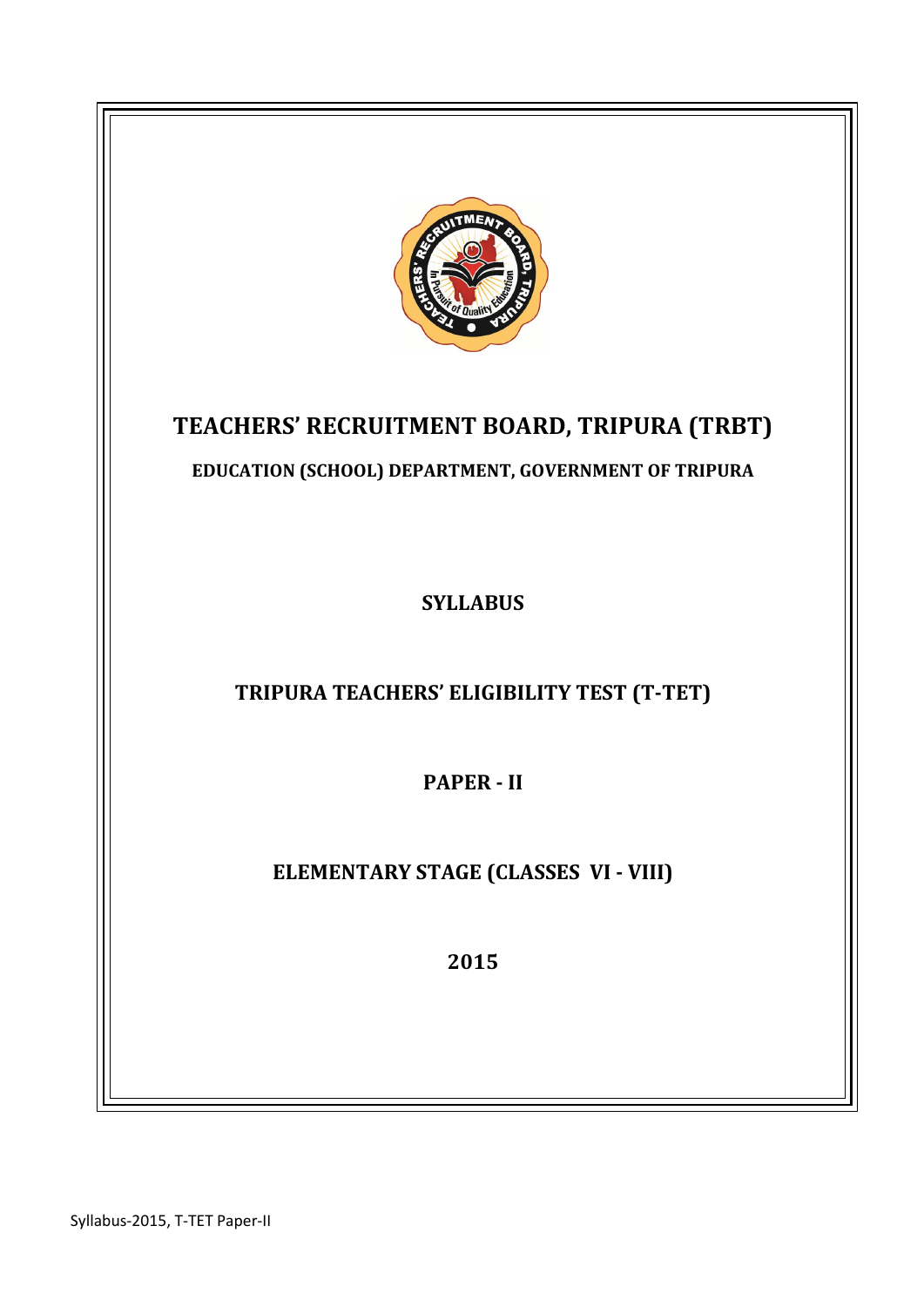# TEACHERS' RECRUITMENT BOARD, TRIPURA (TRBT)

**EDUCATION (SCHOOL) DEPARTMENT, GOVERNMENT OF TRIPURA**

## SYLLABUS

## TRIPURA TEACHERS' ELIGIBILITY TEST (T-TET)

## PAPER - II

## ELEMENTARY STAGE (CLASSES VI - VIII)

## 2015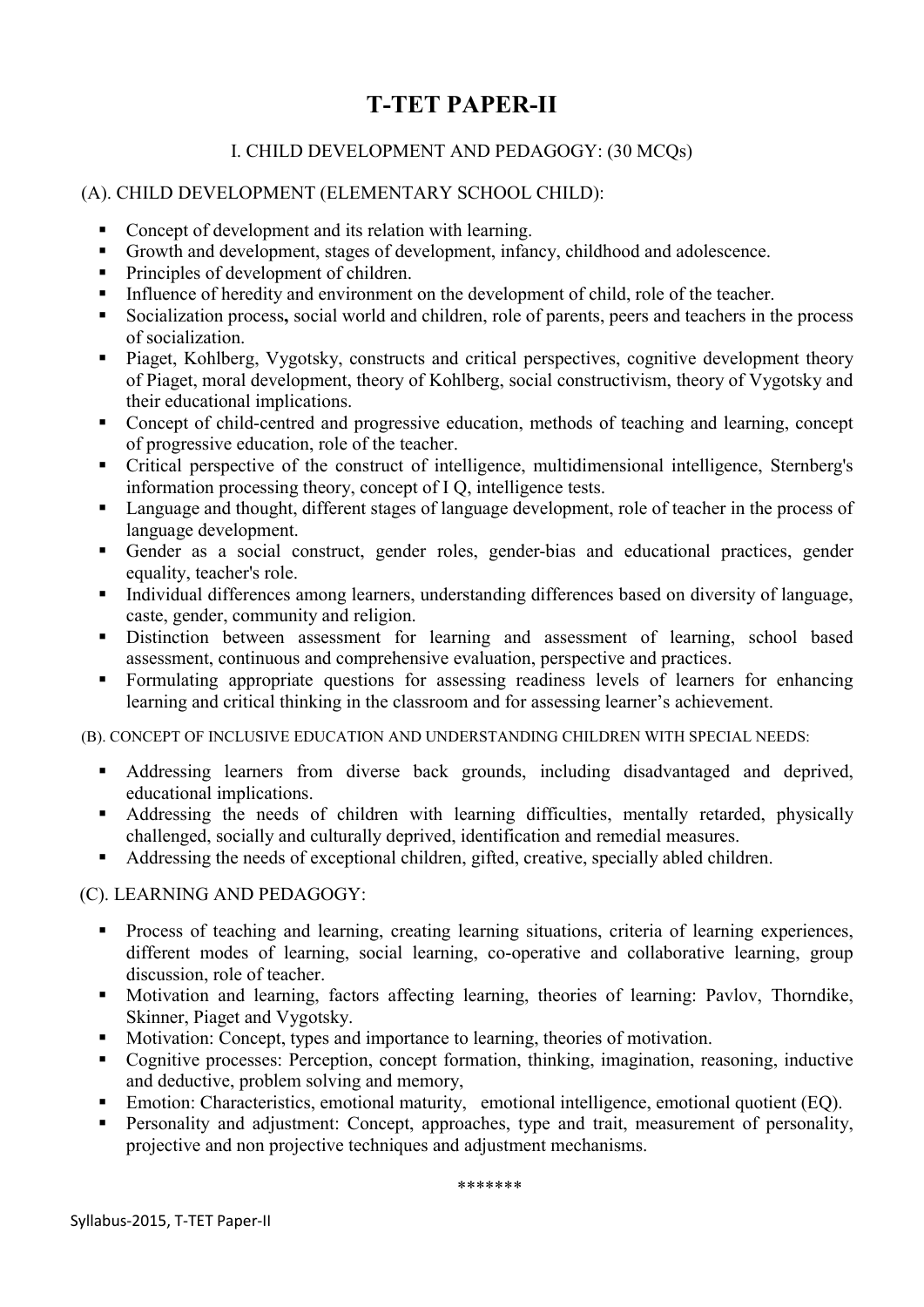# T-TET PAPER-II

## I. CHILD DEVELOPMENT AND PEDAGOGY: (30 MCQs)

### (A). CHILD DEVELOPMENT (ELEMENTARY SCHOOL CHILD):

- Concept of development and its relation with learning.
- Growth and development, stages of development, infancy, childhood and adolescence.
- Principles of development of children.
- Influence of heredity and environment on the development of child, role of the teacher.
- Socialization process**,** social world and children, role of parents, peers and teachers in the process of socialization.
- Piaget, Kohlberg, Vygotsky, constructs and critical perspectives, cognitive development theory of Piaget, moral development, theory of Kohlberg, social constructivism, theory of Vygotsky and their educational implications.
- Concept of child-centred and progressive education, methods of teaching and learning, concept of progressive education, role of the teacher.
- Critical perspective of the construct of intelligence, multidimensional intelligence, Sternberg's information processing theory, concept of I Q, intelligence tests.
- Language and thought, different stages of language development, role of teacher in the process of language development.
- Gender as a social construct, gender roles, gender-bias and educational practices, gender equality, teacher's role.
- Individual differences among learners, understanding differences based on diversity of language, caste, gender, community and religion.
- Distinction between assessment for learning and assessment of learning, school based assessment, continuous and comprehensive evaluation, perspective and practices.
- Formulating appropriate questions for assessing readiness levels of learners for enhancing learning and critical thinking in the classroom and for assessing learner's achievement.

### (B). CONCEPT OF INCLUSIVE EDUCATION AND UNDERSTANDING CHILDREN WITH SPECIAL NEEDS:

- Addressing learners from diverse back grounds, including disadvantaged and deprived, educational implications.
- Addressing the needs of children with learning difficulties, mentally retarded, physically challenged, socially and culturally deprived, identification and remedial measures.
- Addressing the needs of exceptional children, gifted, creative, specially abled children.

### (C). LEARNING AND PEDAGOGY:

- Process of teaching and learning, creating learning situations, criteria of learning experiences, different modes of learning, social learning, co-operative and collaborative learning, group discussion, role of teacher.
- Motivation and learning, factors affecting learning, theories of learning: Pavlov, Thorndike, Skinner, Piaget and Vygotsky.
- Motivation: Concept, types and importance to learning, theories of motivation.
- Cognitive processes: Perception, concept formation, thinking, imagination, reasoning, inductive and deductive, problem solving and memory,
- Emotion: Characteristics, emotional maturity, emotional intelligence, emotional quotient (EQ).
- Personality and adjustment: Concept, approaches, type and trait, measurement of personality, projective and non projective techniques and adjustment mechanisms.

\*\*\*\*\*\*\*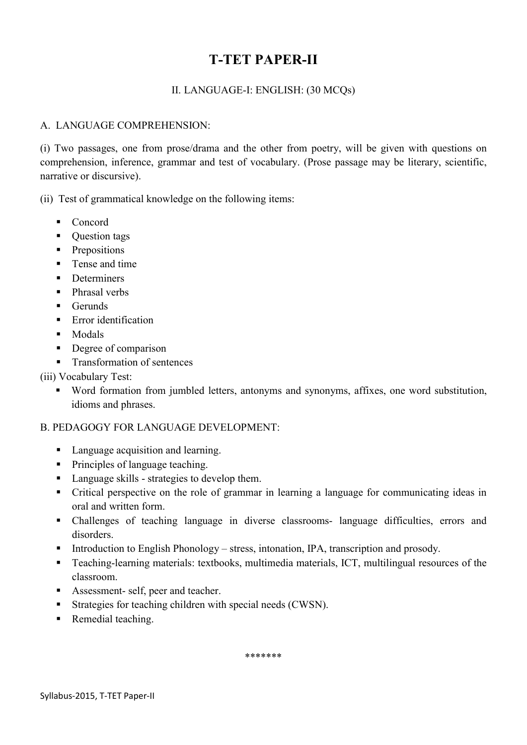# T-TET PAPER-II

## II. LANGUAGE-I: ENGLISH: (30 MCQs)

### A. LANGUAGE COMPREHENSION:

(i) Two passages, one from prose/drama and the other from poetry, will be given with questions on comprehension, inference, grammar and test of vocabulary. (Prose passage may be literary, scientific, narrative or discursive).

(ii) Test of grammatical knowledge on the following items:

- Concord
- Question tags
- Prepositions
- Tense and time
- Determiners
- Phrasal verbs
- Gerunds
- Error identification
- Modals
- Degree of comparison
- Transformation of sentences

(iii) Vocabulary Test:

- Word formation from jumbled letters, antonyms and synonyms, affixes, one word substitution, idioms and phrases.

### B. PEDAGOGY FOR LANGUAGE DEVELOPMENT:

- Language acquisition and learning.
- Principles of language teaching.
- Language skills - strategies to develop them.
- Critical perspective on the role of grammar in learning a language for communicating ideas in oral and written form.
- Challenges of teaching language in diverse classrooms- language difficulties, errors and disorders.
- Introduction to English Phonology – stress, intonation, IPA, transcription and prosody.
- Teaching-learning materials: textbooks, multimedia materials, ICT, multilingual resources of the classroom.
- Assessment- self, peer and teacher.
- Strategies for teaching children with special needs (CWSN).
- Remedial teaching.

*******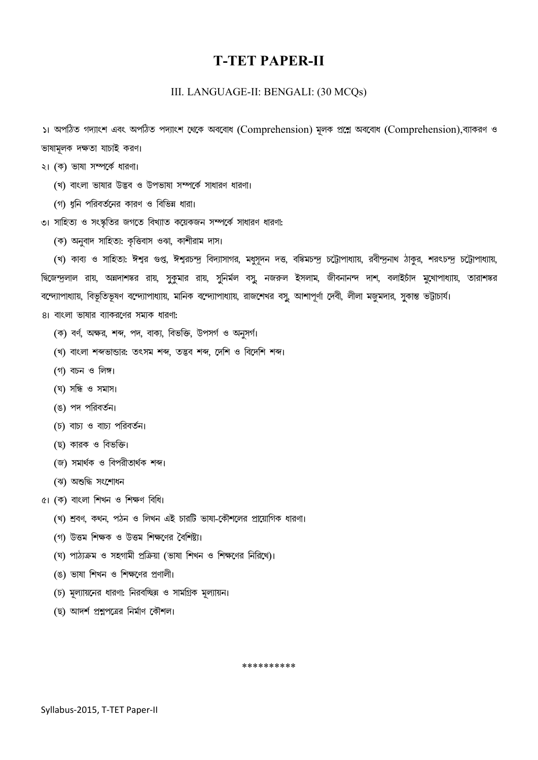# T-TET PAPER-II

III. LANGUAGE-II: BENGALI: (30 MCQs)

১। অপঠিত গদ্যাংশ এবং অপঠিত পদ্যাংশ থেকে অববোধ (Comprehension) মূলক প্রশ্নে অববোধ (Comprehension),ব্যাকরণ ও ভাষামূলক দক্ষতা যাচাই করণ।

২। (ক) ভাষা সম্পর্কে ধারণা।

(খ) বাংলা ভাষার উদ্ভব ও উপভাষা সম্পর্কে সাধারণ ধারণা।

(গ) ধ্বনি পরিবর্তনের কারণ ও বিভিন্ন ধারা।

৩। সাহিত্য ও সংস্কৃতির জগতে বিখ্যাত কয়েকজন সম্পর্কে সাধারণ ধারণা:

(ক) অনুবাদ সাহিত্য: কৃত্তিবাস ওঝা, কাশীরাম দাস।

(খ) কাব্য ও সাহিত্য: ঈশ্বর গুপ্ত, ঈশ্বরচন্দ্র বিদ্যাসাগর, মধুসূদন দত্ত, বঙ্কিমচন্দ্র চট্টোপাধ্যায়, রবীন্দ্রনাথ ঠাকুর, শরৎচন্দ্র চট্টোপাধ্যায়, দ্বিজেন্দ্রলাল রায়, অন্নদাশঙ্কর রায়, সুকুমার রায়, সুনির্মল বসু, নজরুল ইসলাম, জীবনানন্দ দাশ, বলাইচাঁদ মুখোপাধ্যায়, তারাশঙ্কর বন্দ্যোপাধ্যায়, বিভূতিভূষণ বন্দ্যোপাধ্যায়, মানিক বন্দ্যোপাধ্যায়, রাজশেখর বসু, আশাপূর্ণা দেবী, লীলা মজুমদার, সুকান্ত ভট্টাচার্য।

৪। বাংলা ভাষার ব্যাকরণের সম্যক ধারণা:

(ক) বর্ণ, অক্ষর, শব্দ, পদ, বাক্য, বিভক্তি, উপসর্গ ও অনুসর্গ।

(খ) বাংলা শব্দভান্ডার: তৎসম শব্দ, তদ্ভব শব্দ, দেশি ও বিদেশি শব্দ।

(গ) বচন ও লিঙ্গ।

(ঘ) সন্ধি ও সমাস।

(ঙ) পদ পরিবর্তন।

(চ) বাচ্য ও বাচ্য পরিবর্তন।

(ছ) কারক ও বিভক্তি।

(জ) সমার্থক ও বিপরীতার্থক শব্দ।

(ঝ) অশুদ্ধি সংশোধন

৫। (ক) বাংলা শিখন ও শিক্ষণ বিধি।

(খ) শ্রবণ, কথন, পঠন ও লিখন এই চারটি ভাষা-কৌশলের প্রায়োগিক ধারণা।

(গ) উত্তম শিক্ষক ও উত্তম শিক্ষণের বৈশিষ্ট্য।

(ঘ) পাঠ্যক্রম ও সহগামী প্রক্রিয়া (ভাষা শিখন ও শিক্ষণের নিরিখে)।

(ঙ) ভাষা শিখন ও শিক্ষণের প্রণালী।

(চ) মূল্যায়নের ধারণা: নিরবচ্ছিন্ন ও সামগ্রিক মূল্যায়ন।

(ছ) আদর্শ প্রশ্নপত্রের নির্মাণ কৌশল।

**********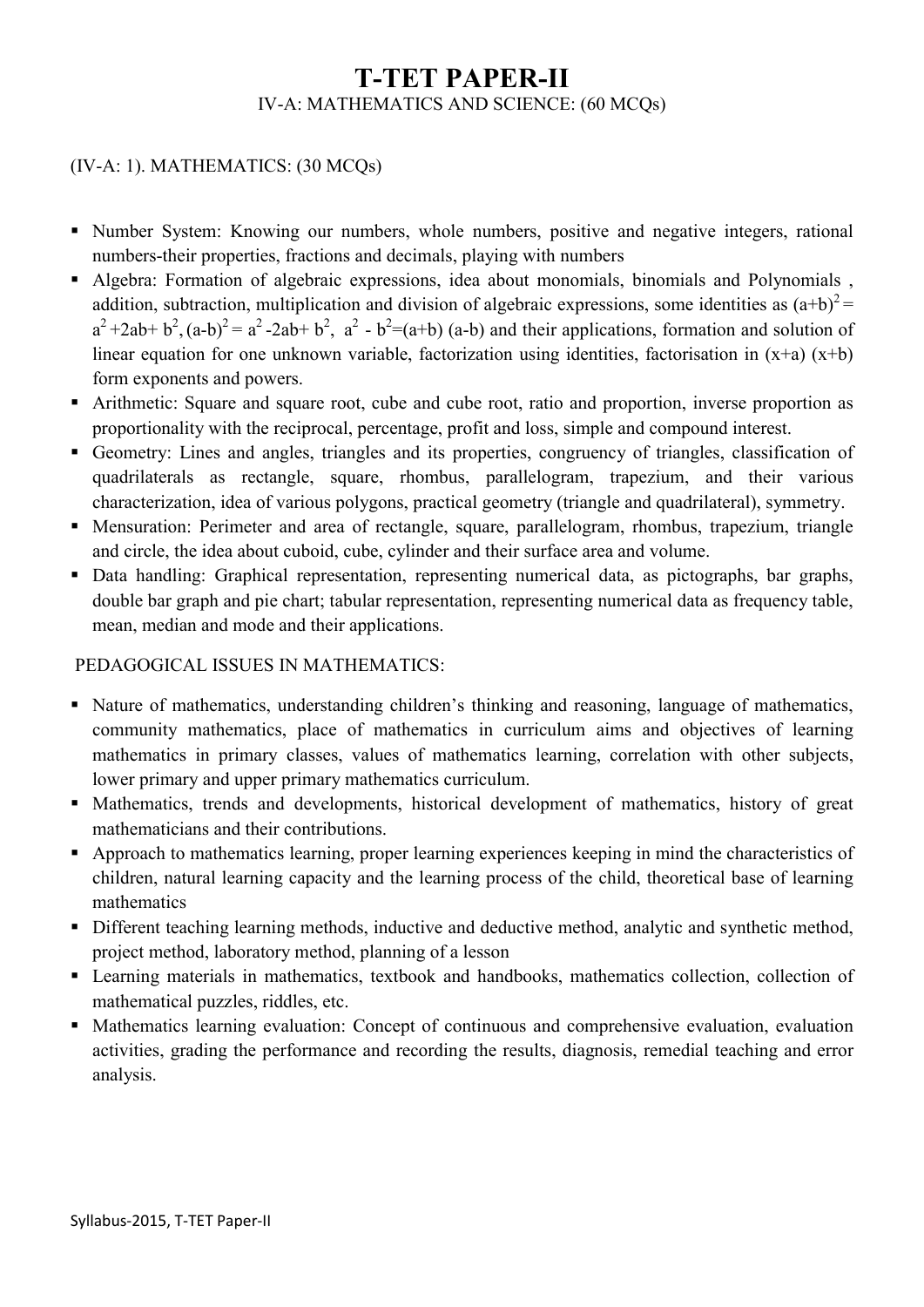# T-TET PAPER-II

IV-A: MATHEMATICS AND SCIENCE: (60 MCQs)

(IV-A: 1). MATHEMATICS: (30 MCQs)

- Number System: Knowing our numbers, whole numbers, positive and negative integers, rational numbers-their properties, fractions and decimals, playing with numbers
- Algebra: Formation of algebraic expressions, idea about monomials, binomials and Polynomials , addition, subtraction, multiplication and division of algebraic expressions, some identities as $(a+b)^2 = a^2 + 2ab + b^2$, $(a-b)^2 = a^2 - 2ab + b^2$, $a^2 - b^2 = (a+b)(a-b)$ and their applications, formation and solution of linear equation for one unknown variable, factorization using identities, factorisation in $(x+a)(x+b)$ form exponents and powers.
- Arithmetic: Square and square root, cube and cube root, ratio and proportion, inverse proportion as proportionality with the reciprocal, percentage, profit and loss, simple and compound interest.
- Geometry: Lines and angles, triangles and its properties, congruency of triangles, classification of quadrilaterals as rectangle, square, rhombus, parallelogram, trapezium, and their various characterization, idea of various polygons, practical geometry (triangle and quadrilateral), symmetry.
- Mensuration: Perimeter and area of rectangle, square, parallelogram, rhombus, trapezium, triangle and circle, the idea about cuboid, cube, cylinder and their surface area and volume.
- Data handling: Graphical representation, representing numerical data, as pictographs, bar graphs, double bar graph and pie chart; tabular representation, representing numerical data as frequency table, mean, median and mode and their applications.

PEDAGOGICAL ISSUES IN MATHEMATICS:

- Nature of mathematics, understanding children's thinking and reasoning, language of mathematics, community mathematics, place of mathematics in curriculum aims and objectives of learning mathematics in primary classes, values of mathematics learning, correlation with other subjects, lower primary and upper primary mathematics curriculum.
- Mathematics, trends and developments, historical development of mathematics, history of great mathematicians and their contributions.
- Approach to mathematics learning, proper learning experiences keeping in mind the characteristics of children, natural learning capacity and the learning process of the child, theoretical base of learning mathematics
- Different teaching learning methods, inductive and deductive method, analytic and synthetic method, project method, laboratory method, planning of a lesson
- Learning materials in mathematics, textbook and handbooks, mathematics collection, collection of mathematical puzzles, riddles, etc.
- Mathematics learning evaluation: Concept of continuous and comprehensive evaluation, evaluation activities, grading the performance and recording the results, diagnosis, remedial teaching and error analysis.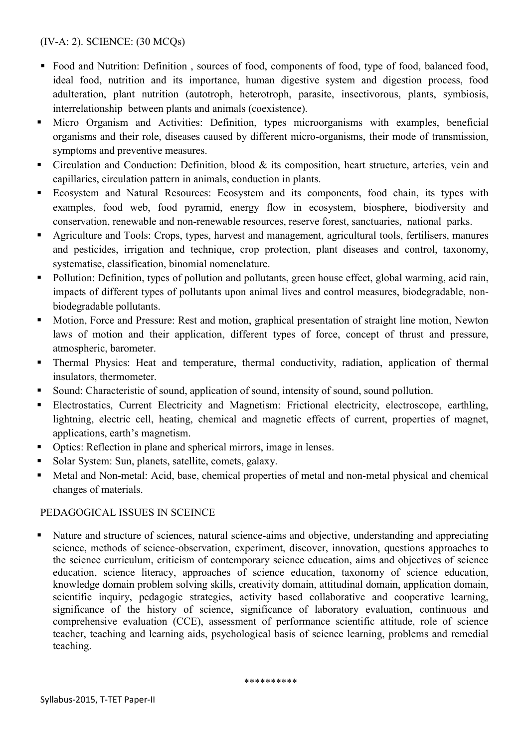(IV-A: 2). SCIENCE: (30 MCQs)

- Food and Nutrition: Definition , sources of food, components of food, type of food, balanced food, ideal food, nutrition and its importance, human digestive system and digestion process, food adulteration, plant nutrition (autotroph, heterotroph, parasite, insectivorous, plants, symbiosis, interrelationship between plants and animals (coexistence).
- Micro Organism and Activities: Definition, types microorganisms with examples, beneficial organisms and their role, diseases caused by different micro-organisms, their mode of transmission, symptoms and preventive measures.
- Circulation and Conduction: Definition, blood & its composition, heart structure, arteries, vein and capillaries, circulation pattern in animals, conduction in plants.
- Ecosystem and Natural Resources: Ecosystem and its components, food chain, its types with examples, food web, food pyramid, energy flow in ecosystem, biosphere, biodiversity and conservation, renewable and non-renewable resources, reserve forest, sanctuaries, national parks.
- Agriculture and Tools: Crops, types, harvest and management, agricultural tools, fertilisers, manures and pesticides, irrigation and technique, crop protection, plant diseases and control, taxonomy, systematise, classification, binomial nomenclature.
- Pollution: Definition, types of pollution and pollutants, green house effect, global warming, acid rain, impacts of different types of pollutants upon animal lives and control measures, biodegradable, non-biodegradable pollutants.
- Motion, Force and Pressure: Rest and motion, graphical presentation of straight line motion, Newton laws of motion and their application, different types of force, concept of thrust and pressure, atmospheric, barometer.
- Thermal Physics: Heat and temperature, thermal conductivity, radiation, application of thermal insulators, thermometer.
- Sound: Characteristic of sound, application of sound, intensity of sound, sound pollution.
- Electrostatics, Current Electricity and Magnetism: Frictional electricity, electroscope, earthling, lightning, electric cell, heating, chemical and magnetic effects of current, properties of magnet, applications, earth's magnetism.
- Optics: Reflection in plane and spherical mirrors, image in lenses.
- Solar System: Sun, planets, satellite, comets, galaxy.
- Metal and Non-metal: Acid, base, chemical properties of metal and non-metal physical and chemical changes of materials.

PEDAGOGICAL ISSUES IN SCEINCE

- Nature and structure of sciences, natural science-aims and objective, understanding and appreciating science, methods of science-observation, experiment, discover, innovation, questions approaches to the science curriculum, criticism of contemporary science education, aims and objectives of science education, science literacy, approaches of science education, taxonomy of science education, knowledge domain problem solving skills, creativity domain, attitudinal domain, application domain, scientific inquiry, pedagogic strategies, activity based collaborative and cooperative learning, significance of the history of science, significance of laboratory evaluation, continuous and comprehensive evaluation (CCE), assessment of performance scientific attitude, role of science teacher, teaching and learning aids, psychological basis of science learning, problems and remedial teaching.

**********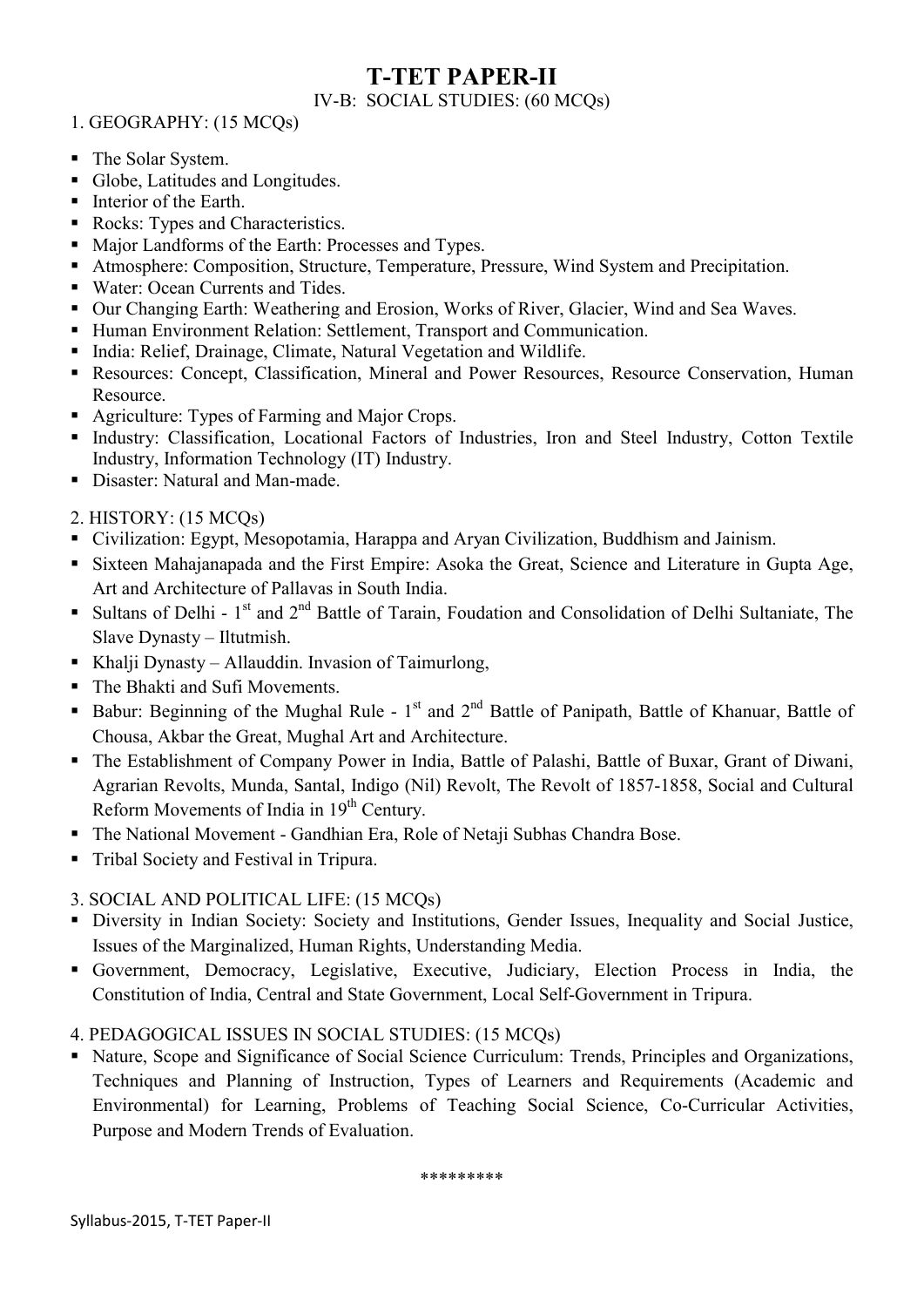# T-TET PAPER-II

IV-B: SOCIAL STUDIES: (60 MCQs)

1. GEOGRAPHY: (15 MCQs)

- The Solar System.
- Globe, Latitudes and Longitudes.
- Interior of the Earth.
- Rocks: Types and Characteristics.
- Major Landforms of the Earth: Processes and Types.
- Atmosphere: Composition, Structure, Temperature, Pressure, Wind System and Precipitation.
- Water: Ocean Currents and Tides.
- Our Changing Earth: Weathering and Erosion, Works of River, Glacier, Wind and Sea Waves.
- Human Environment Relation: Settlement, Transport and Communication.
- India: Relief, Drainage, Climate, Natural Vegetation and Wildlife.
- Resources: Concept, Classification, Mineral and Power Resources, Resource Conservation, Human Resource.
- Agriculture: Types of Farming and Major Crops.
- Industry: Classification, Locational Factors of Industries, Iron and Steel Industry, Cotton Textile Industry, Information Technology (IT) Industry.
- Disaster: Natural and Man-made.

2. HISTORY: (15 MCQs)

- Civilization: Egypt, Mesopotamia, Harappa and Aryan Civilization, Buddhism and Jainism.
- Sixteen Mahajanapada and the First Empire: Asoka the Great, Science and Literature in Gupta Age, Art and Architecture of Pallavas in South India.
- Sultans of Delhi - 1st and 2nd Battle of Tarain, Foudation and Consolidation of Delhi Sultaniate, The Slave Dynasty – Iltutmish.
- Khalji Dynasty – Allauddin. Invasion of Taimurlong,
- The Bhakti and Sufi Movements.
- Babur: Beginning of the Mughal Rule - 1st and 2nd Battle of Panipath, Battle of Khanuar, Battle of Chousa, Akbar the Great, Mughal Art and Architecture.
- The Establishment of Company Power in India, Battle of Palashi, Battle of Buxar, Grant of Diwani, Agrarian Revolts, Munda, Santal, Indigo (Nil) Revolt, The Revolt of 1857-1858, Social and Cultural Reform Movements of India in 19th Century.
- The National Movement - Gandhian Era, Role of Netaji Subhas Chandra Bose.
- Tribal Society and Festival in Tripura.

3. SOCIAL AND POLITICAL LIFE: (15 MCQs)

- Diversity in Indian Society: Society and Institutions, Gender Issues, Inequality and Social Justice, Issues of the Marginalized, Human Rights, Understanding Media.
- Government, Democracy, Legislative, Executive, Judiciary, Election Process in India, the Constitution of India, Central and State Government, Local Self-Government in Tripura.

4. PEDAGOGICAL ISSUES IN SOCIAL STUDIES: (15 MCQs)

- Nature, Scope and Significance of Social Science Curriculum: Trends, Principles and Organizations, Techniques and Planning of Instruction, Types of Learners and Requirements (Academic and Environmental) for Learning, Problems of Teaching Social Science, Co-Curricular Activities, Purpose and Modern Trends of Evaluation.

*********